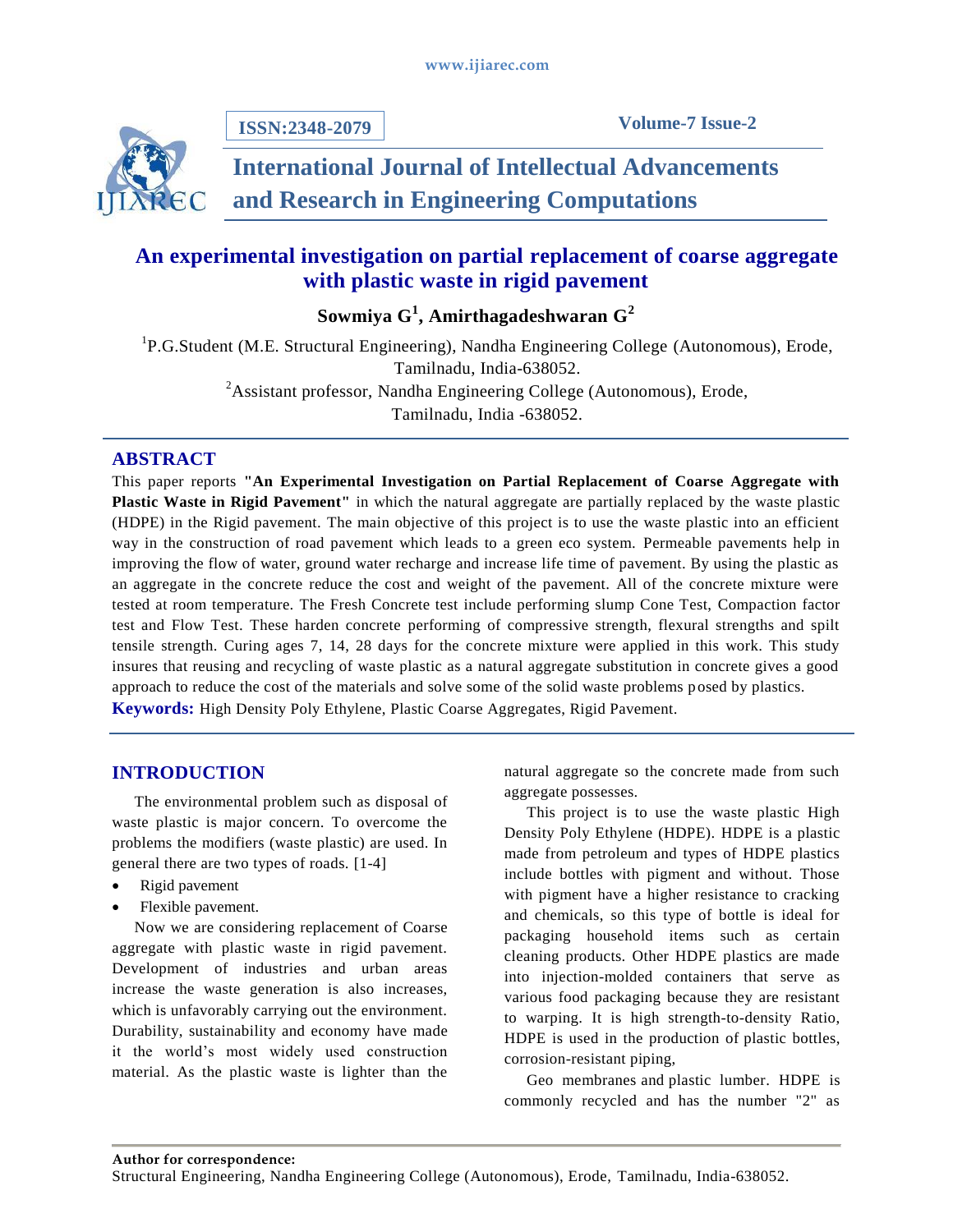# An experimental investigation on partial replacement of coarse aggregate with plastic waste in rigid pavement

**Sowmiya G[1], Amirthagadeshwaran G[2]**

[1]P.G.Student (M.E. Structural Engineering), Nandha Engineering College (Autonomous), Erode, Tamilnadu, India-638052.

[2]Assistant professor, Nandha Engineering College (Autonomous), Erode, Tamilnadu, India -638052.

## ABSTRACT

This paper reports **"An Experimental Investigation on Partial Replacement of Coarse Aggregate with Plastic Waste in Rigid Pavement"** in which the natural aggregate are partially replaced by the waste plastic (HDPE) in the Rigid pavement. The main objective of this project is to use the waste plastic into an efficient way in the construction of road pavement which leads to a green eco system. Permeable pavements help in improving the flow of water, ground water recharge and increase life time of pavement. By using the plastic as an aggregate in the concrete reduce the cost and weight of the pavement. All of the concrete mixture were tested at room temperature. The Fresh Concrete test include performing slump Cone Test, Compaction factor test and Flow Test. These harden concrete performing of compressive strength, flexural strengths and spilt tensile strength. Curing ages 7, 14, 28 days for the concrete mixture were applied in this work. This study insures that reusing and recycling of waste plastic as a natural aggregate substitution in concrete gives a good approach to reduce the cost of the materials and solve some of the solid waste problems posed by plastics.

**Keywords:** High Density Poly Ethylene, Plastic Coarse Aggregates, Rigid Pavement.

## INTRODUCTION

The environmental problem such as disposal of waste plastic is major concern. To overcome the problems the modifiers (waste plastic) are used. In general there are two types of roads. [1-4]

- Rigid pavement
- Flexible pavement.

Now we are considering replacement of Coarse aggregate with plastic waste in rigid pavement. Development of industries and urban areas increase the waste generation is also increases, which is unfavorably carrying out the environment. Durability, sustainability and economy have made it the world's most widely used construction material. As the plastic waste is lighter than the natural aggregate so the concrete made from such aggregate possesses.

This project is to use the waste plastic High Density Poly Ethylene (HDPE). HDPE is a plastic made from petroleum and types of HDPE plastics include bottles with pigment and without. Those with pigment have a higher resistance to cracking and chemicals, so this type of bottle is ideal for packaging household items such as certain cleaning products. Other HDPE plastics are made into injection-molded containers that serve as various food packaging because they are resistant to warping. It is high strength-to-density Ratio, HDPE is used in the production of plastic bottles, corrosion-resistant piping,

Geo membranes and plastic lumber. HDPE is commonly recycled and has the number "2" as

**Author for correspondence:**
Structural Engineering, Nandha Engineering College (Autonomous), Erode, Tamilnadu, India-638052.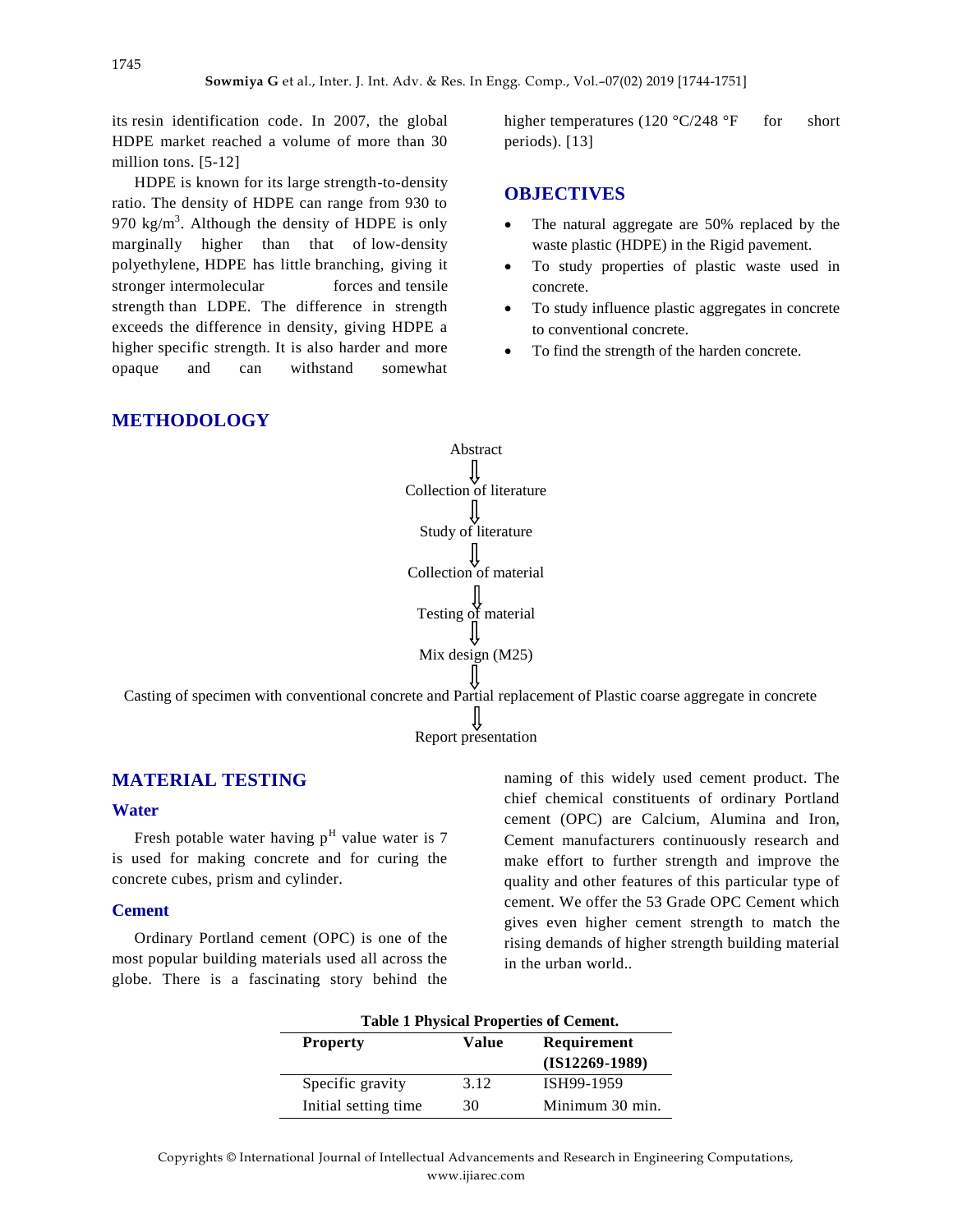its resin identification code. In 2007, the global HDPE market reached a volume of more than 30 million tons. [5-12]

HDPE is known for its large strength-to-density ratio. The density of HDPE can range from 930 to 970 kg/m$^3$. Although the density of HDPE is only marginally higher than that of low-density polyethylene, HDPE has little branching, giving it stronger intermolecular forces and tensile strength than LDPE. The difference in strength exceeds the difference in density, giving HDPE a higher specific strength. It is also harder and more opaque and can withstand somewhat higher temperatures (120 °C/248 °F for short periods). [13]

## OBJECTIVES

- The natural aggregate are 50% replaced by the waste plastic (HDPE) in the Rigid pavement.
- To study properties of plastic waste used in concrete.
- To study influence plastic aggregates in concrete to conventional concrete.
- To find the strength of the harden concrete.

## METHODOLOGY

Abstract
⇓
Collection of literature
⇓
Study of literature
⇓
Collection of material
⇓
Testing of material
⇓
Mix design (M25)
⇓
Casting of specimen with conventional concrete and Partial replacement of Plastic coarse aggregate in concrete
⇓
Report presentation

## MATERIAL TESTING

### Water

Fresh potable water having p$^H$ value water is 7 is used for making concrete and for curing the concrete cubes, prism and cylinder.

### Cement

Ordinary Portland cement (OPC) is one of the most popular building materials used all across the globe. There is a fascinating story behind the naming of this widely used cement product. The chief chemical constituents of ordinary Portland cement (OPC) are Calcium, Alumina and Iron, Cement manufacturers continuously research and make effort to further strength and improve the quality and other features of this particular type of cement. We offer the 53 Grade OPC Cement which gives even higher cement strength to match the rising demands of higher strength building material in the urban world..

**Table 1 Physical Properties of Cement.**

| Property | Value | Requirement (IS12269-1989) |
|---|---|---|
| Specific gravity | 3.12 | ISH99-1959 |
| Initial setting time | 30 | Minimum 30 min. |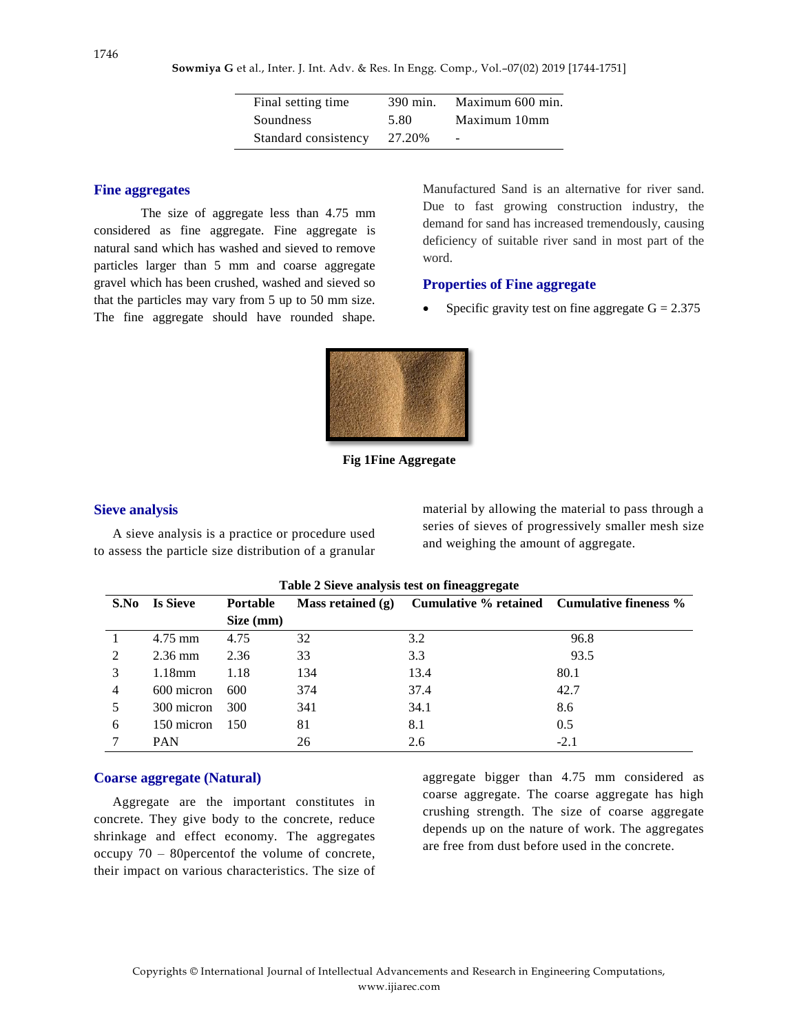| Final setting time | 390 min. | Maximum 600 min. |
|---|---|---|
| Soundness | 5.80 | Maximum 10mm |
| Standard consistency | 27.20% | - |

## Fine aggregates

The size of aggregate less than 4.75 mm considered as fine aggregate. Fine aggregate is natural sand which has washed and sieved to remove particles larger than 5 mm and coarse aggregate gravel which has been crushed, washed and sieved so that the particles may vary from 5 up to 50 mm size. The fine aggregate should have rounded shape. Manufactured Sand is an alternative for river sand. Due to fast growing construction industry, the demand for sand has increased tremendously, causing deficiency of suitable river sand in most part of the word.

## Properties of Fine aggregate

- Specific gravity test on fine aggregate G = 2.375

**Fig 1Fine Aggregate**

## Sieve analysis

A sieve analysis is a practice or procedure used to assess the particle size distribution of a granular material by allowing the material to pass through a series of sieves of progressively smaller mesh size and weighing the amount of aggregate.

**Table 2 Sieve analysis test on fineaggregate**

| S.No | Is Sieve | Portable Size (mm) | Mass retained (g) | Cumulative % retained | Cumulative fineness % |
|---|---|---|---|---|---|
| 1 | 4.75 mm | 4.75 | 32 | 3.2 | 96.8 |
| 2 | 2.36 mm | 2.36 | 33 | 3.3 | 93.5 |
| 3 | 1.18mm | 1.18 | 134 | 13.4 | 80.1 |
| 4 | 600 micron | 600 | 374 | 37.4 | 42.7 |
| 5 | 300 micron | 300 | 341 | 34.1 | 8.6 |
| 6 | 150 micron | 150 | 81 | 8.1 | 0.5 |
| 7 | PAN | | 26 | 2.6 | -2.1 |

## Coarse aggregate (Natural)

Aggregate are the important constitutes in concrete. They give body to the concrete, reduce shrinkage and effect economy. The aggregates occupy 70 – 80percentof the volume of concrete, their impact on various characteristics. The size of aggregate bigger than 4.75 mm considered as coarse aggregate. The coarse aggregate has high crushing strength. The size of coarse aggregate depends up on the nature of work. The aggregates are free from dust before used in the concrete.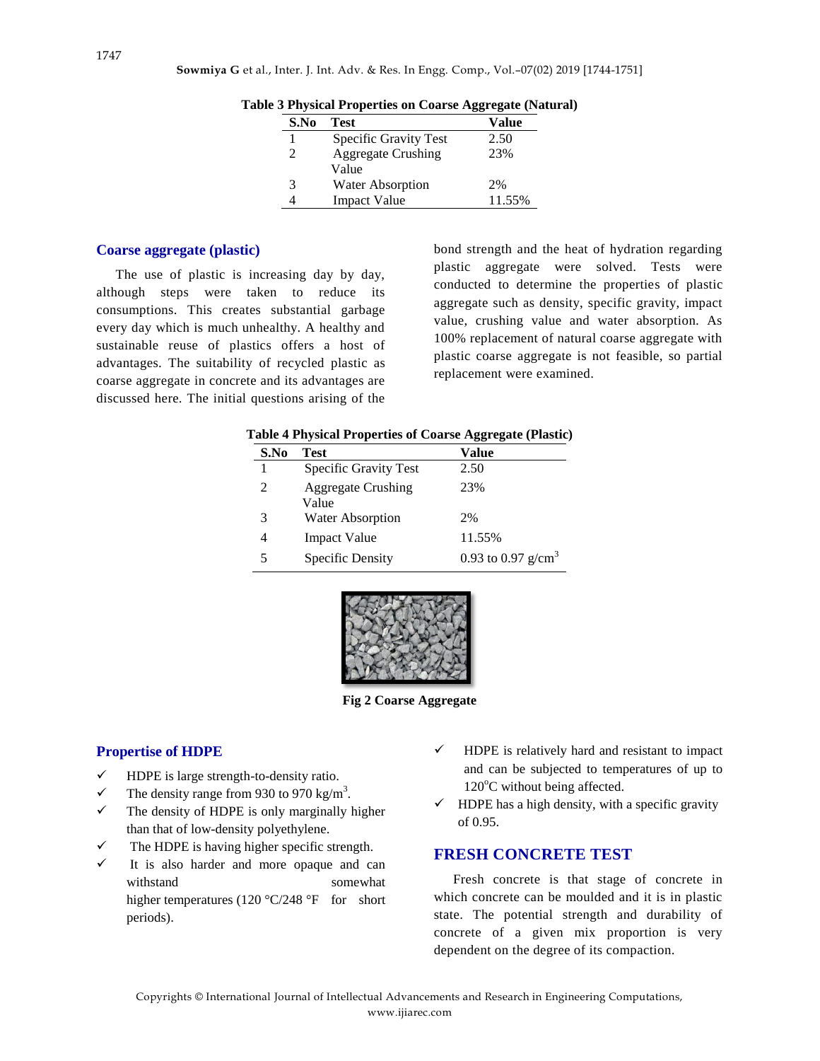**Table 3 Physical Properties on Coarse Aggregate (Natural)**

| S.No | Test | Value |
|---|---|---|
| 1 | Specific Gravity Test | 2.50 |
| 2 | Aggregate Crushing Value | 23% |
| 3 | Water Absorption | 2% |
| 4 | Impact Value | 11.55% |

## Coarse aggregate (plastic)

The use of plastic is increasing day by day, although steps were taken to reduce its consumptions. This creates substantial garbage every day which is much unhealthy. A healthy and sustainable reuse of plastics offers a host of advantages. The suitability of recycled plastic as coarse aggregate in concrete and its advantages are discussed here. The initial questions arising of the bond strength and the heat of hydration regarding plastic aggregate were solved. Tests were conducted to determine the properties of plastic aggregate such as density, specific gravity, impact value, crushing value and water absorption. As 100% replacement of natural coarse aggregate with plastic coarse aggregate is not feasible, so partial replacement were examined.

**Table 4 Physical Properties of Coarse Aggregate (Plastic)**

| S.No | Test | Value |
|---|---|---|
| 1 | Specific Gravity Test | 2.50 |
| 2 | Aggregate Crushing Value | 23% |
| 3 | Water Absorption | 2% |
| 4 | Impact Value | 11.55% |
| 5 | Specific Density | 0.93 to 0.97 $g/cm^3$ |

**Fig 2 Coarse Aggregate**

## Propertise of HDPE

- ✓ HDPE is large strength-to-density ratio.
- ✓ The density range from 930 to 970 $kg/m^3$.
- ✓ The density of HDPE is only marginally higher than that of low-density polyethylene.
- ✓ The HDPE is having higher specific strength.
- ✓ It is also harder and more opaque and can withstand somewhat higher temperatures (120 °C/248 °F for short periods).
- ✓ HDPE is relatively hard and resistant to impact and can be subjected to temperatures of up to 120°C without being affected.
- ✓ HDPE has a high density, with a specific gravity of 0.95.

## FRESH CONCRETE TEST

Fresh concrete is that stage of concrete in which concrete can be moulded and it is in plastic state. The potential strength and durability of concrete of a given mix proportion is very dependent on the degree of its compaction.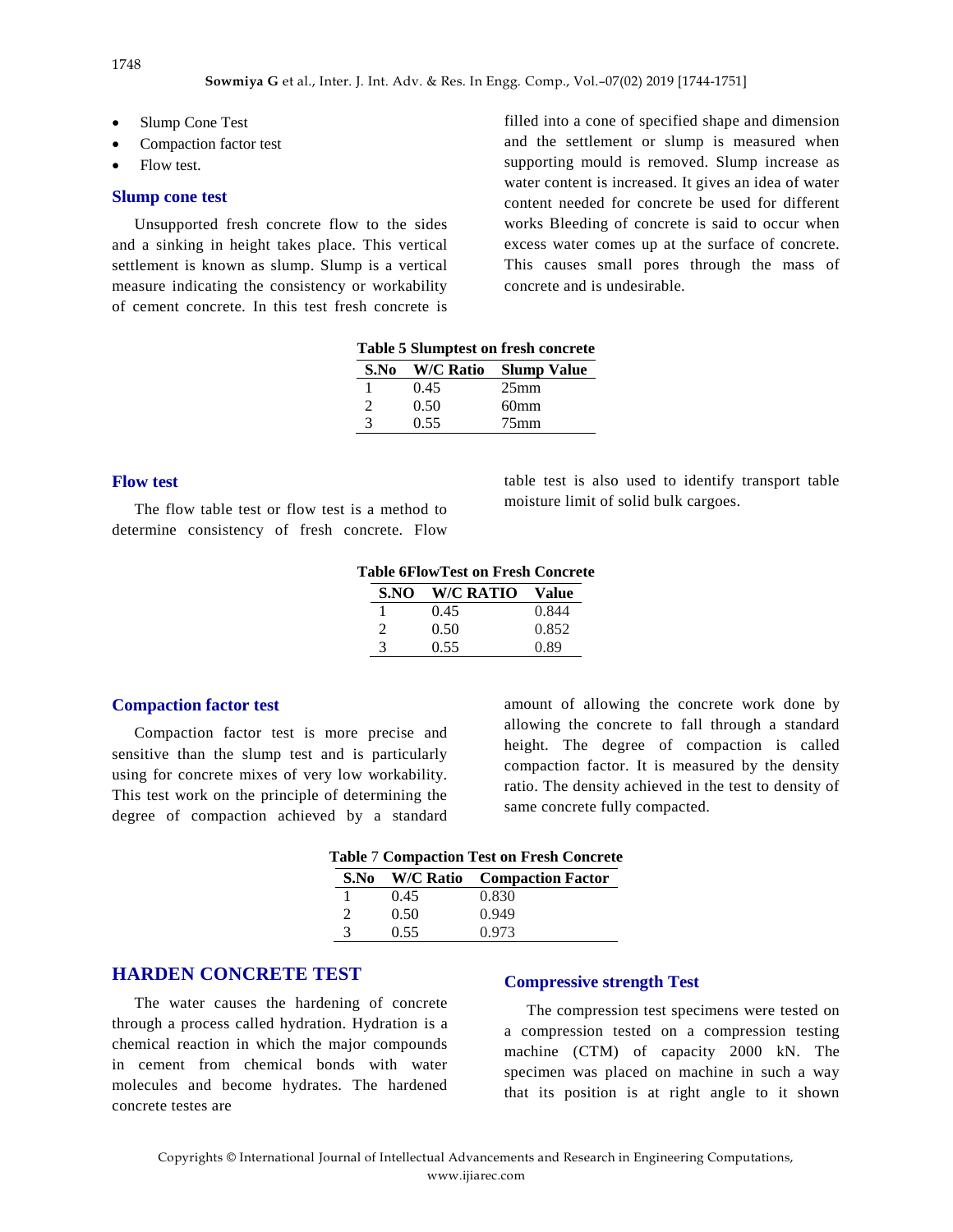- Slump Cone Test
- Compaction factor test
- Flow test.

## Slump cone test

Unsupported fresh concrete flow to the sides and a sinking in height takes place. This vertical settlement is known as slump. Slump is a vertical measure indicating the consistency or workability of cement concrete. In this test fresh concrete is filled into a cone of specified shape and dimension and the settlement or slump is measured when supporting mould is removed. Slump increase as water content is increased. It gives an idea of water content needed for concrete be used for different works Bleeding of concrete is said to occur when excess water comes up at the surface of concrete. This causes small pores through the mass of concrete and is undesirable.

**Table 5 Slumptest on fresh concrete**

| S.No | W/C Ratio | Slump Value |
|---|---|---|
| 1 | 0.45 | 25mm |
| 2 | 0.50 | 60mm |
| 3 | 0.55 | 75mm |

## Flow test

The flow table test or flow test is a method to determine consistency of fresh concrete. Flow table test is also used to identify transport table moisture limit of solid bulk cargoes.

**Table 6FlowTest on Fresh Concrete**

| S.NO | W/C RATIO | Value |
|---|---|---|
| 1 | 0.45 | 0.844 |
| 2 | 0.50 | 0.852 |
| 3 | 0.55 | 0.89 |

## Compaction factor test

Compaction factor test is more precise and sensitive than the slump test and is particularly using for concrete mixes of very low workability. This test work on the principle of determining the degree of compaction achieved by a standard amount of allowing the concrete work done by allowing the concrete to fall through a standard height. The degree of compaction is called compaction factor. It is measured by the density ratio. The density achieved in the test to density of same concrete fully compacted.

**Table 7 Compaction Test on Fresh Concrete**

| S.No | W/C Ratio | Compaction Factor |
|---|---|---|
| 1 | 0.45 | 0.830 |
| 2 | 0.50 | 0.949 |
| 3 | 0.55 | 0.973 |

## HARDEN CONCRETE TEST

The water causes the hardening of concrete through a process called hydration. Hydration is a chemical reaction in which the major compounds in cement from chemical bonds with water molecules and become hydrates. The hardened concrete testes are

### Compressive strength Test

The compression test specimens were tested on a compression tested on a compression testing machine (CTM) of capacity 2000 kN. The specimen was placed on machine in such a way that its position is at right angle to it shown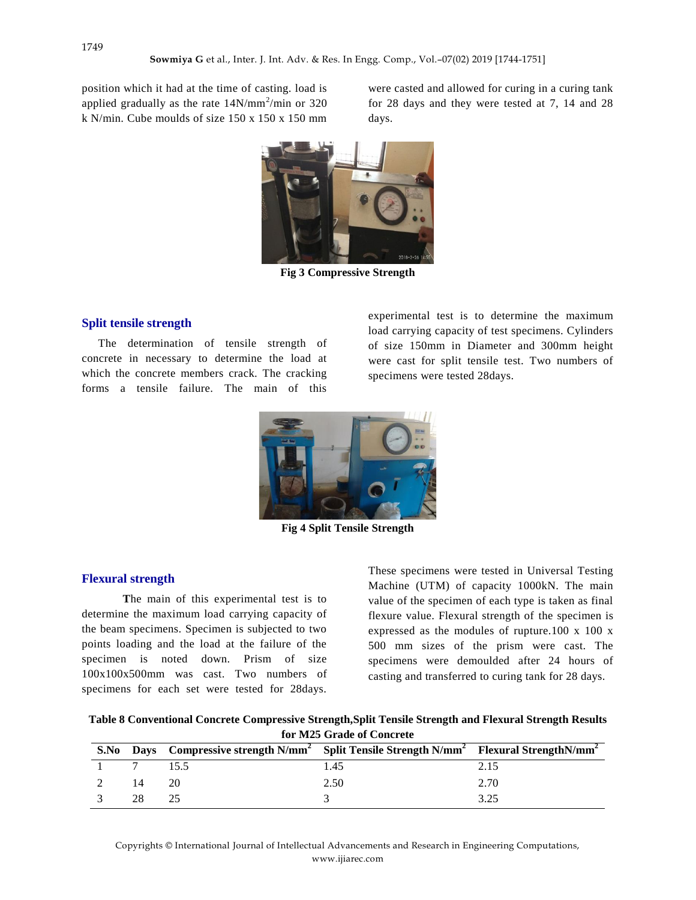position which it had at the time of casting. load is applied gradually as the rate 14N/mm$^2$/min or 320 k N/min. Cube moulds of size 150 x 150 x 150 mm were casted and allowed for curing in a curing tank for 28 days and they were tested at 7, 14 and 28 days.

Fig 3 Compressive Strength

## Split tensile strength

The determination of tensile strength of concrete in necessary to determine the load at which the concrete members crack. The cracking forms a tensile failure. The main of this experimental test is to determine the maximum load carrying capacity of test specimens. Cylinders of size 150mm in Diameter and 300mm height were cast for split tensile test. Two numbers of specimens were tested 28days.

Fig 4 Split Tensile Strength

## Flexural strength

The main of this experimental test is to determine the maximum load carrying capacity of the beam specimens. Specimen is subjected to two points loading and the load at the failure of the specimen is noted down. Prism of size 100x100x500mm was cast. Two numbers of specimens for each set were tested for 28days. These specimens were tested in Universal Testing Machine (UTM) of capacity 1000kN. The main value of the specimen of each type is taken as final flexure value. Flexural strength of the specimen is expressed as the modules of rupture.100 x 100 x 500 mm sizes of the prism were cast. The specimens were demoulded after 24 hours of casting and transferred to curing tank for 28 days.

**Table 8 Conventional Concrete Compressive Strength,Split Tensile Strength and Flexural Strength Results for M25 Grade of Concrete**

| S.No | Days | Compressive strength N/mm$^2$ | Split Tensile Strength N/mm$^2$ | Flexural StrengthN/mm$^2$ |
|---|---|---|---|---|
| 1 | 7 | 15.5 | 1.45 | 2.15 |
| 2 | 14 | 20 | 2.50 | 2.70 |
| 3 | 28 | 25 | 3 | 3.25 |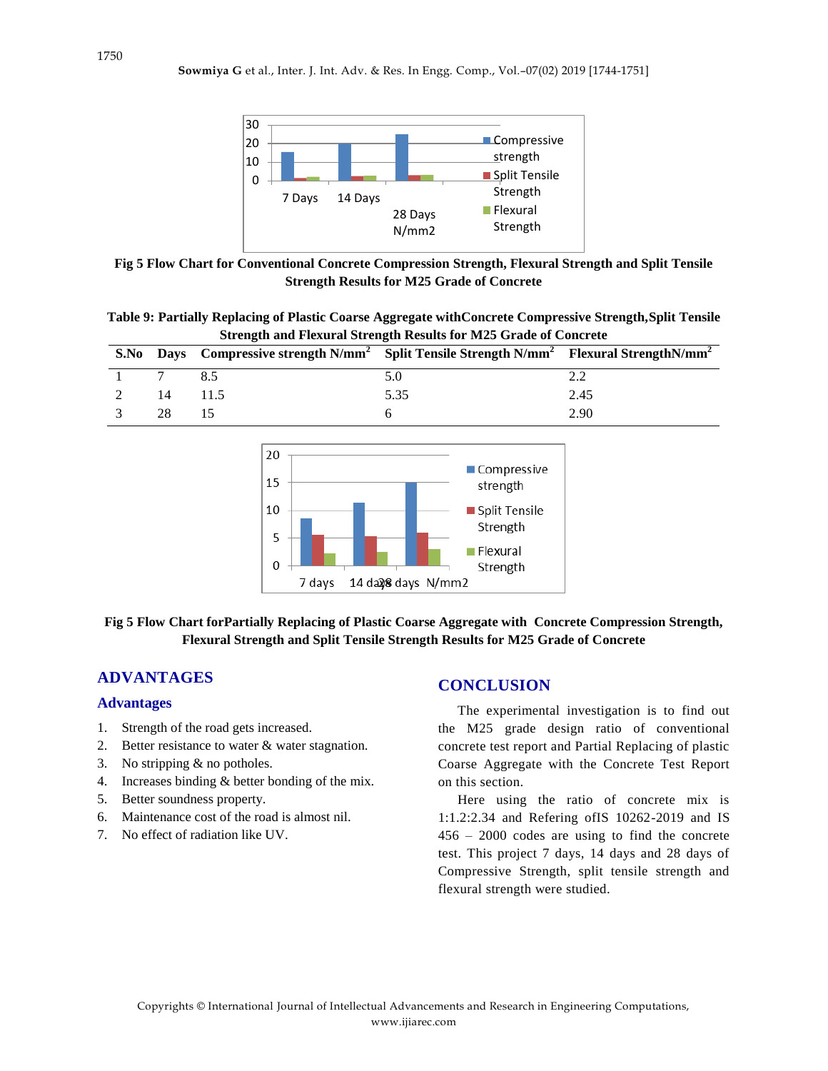Fig 5 Flow Chart for Conventional Concrete Compression Strength, Flexural Strength and Split Tensile Strength Results for M25 Grade of Concrete

**Table 9: Partially Replacing of Plastic Coarse Aggregate withConcrete Compressive Strength,Split Tensile Strength and Flexural Strength Results for M25 Grade of Concrete**

| S.No | Days | Compressive strength N/mm$^2$ | Split Tensile Strength N/mm$^2$ | Flexural StrengthN/mm$^2$ |
|---|---|---|---|---|
| 1 | 7 | 8.5 | 5.0 | 2.2 |
| 2 | 14 | 11.5 | 5.35 | 2.45 |
| 3 | 28 | 15 | 6 | 2.90 |

**Fig 5 Flow Chart forPartially Replacing of Plastic Coarse Aggregate with Concrete Compression Strength, Flexural Strength and Split Tensile Strength Results for M25 Grade of Concrete**

## ADVANTAGES

### Advantages

1. Strength of the road gets increased.
2. Better resistance to water & water stagnation.
3. No stripping & no potholes.
4. Increases binding & better bonding of the mix.
5. Better soundness property.
6. Maintenance cost of the road is almost nil.
7. No effect of radiation like UV.

## CONCLUSION

The experimental investigation is to find out the M25 grade design ratio of conventional concrete test report and Partial Replacing of plastic Coarse Aggregate with the Concrete Test Report on this section.

Here using the ratio of concrete mix is 1:1.2:2.34 and Refering ofIS 10262-2019 and IS 456 – 2000 codes are using to find the concrete test. This project 7 days, 14 days and 28 days of Compressive Strength, split tensile strength and flexural strength were studied.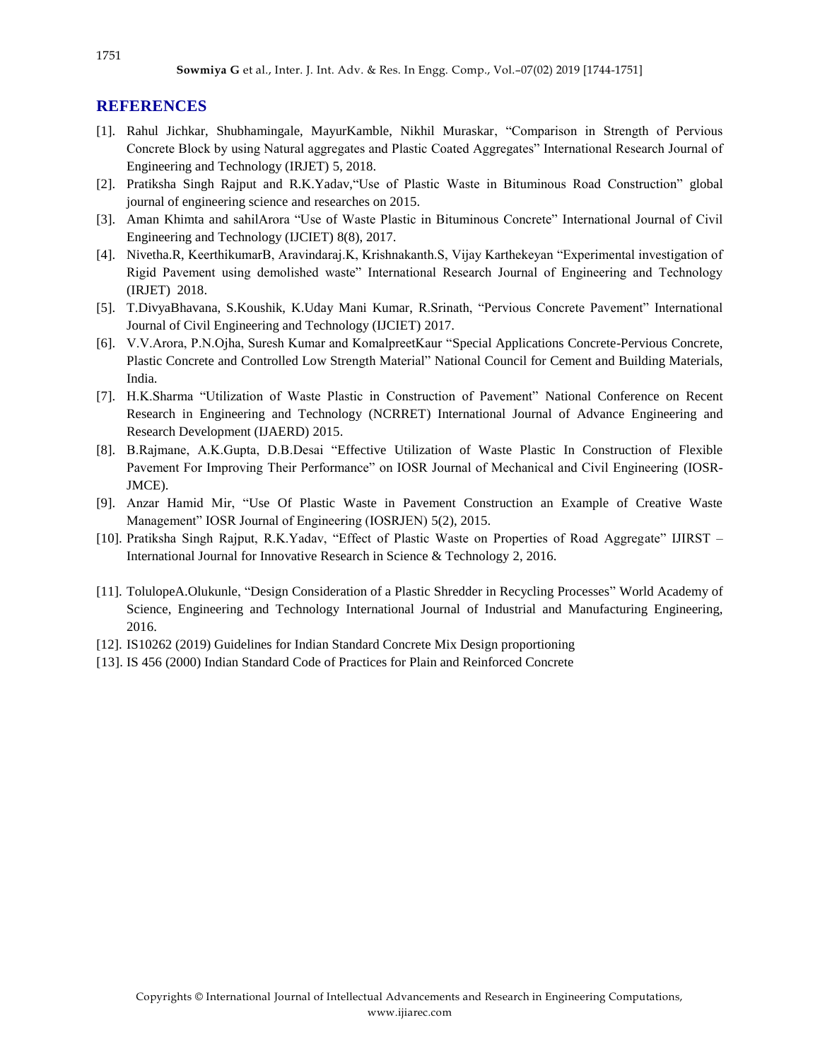## REFERENCES

[1]. Rahul Jichkar, Shubhamingale, MayurKamble, Nikhil Muraskar, "Comparison in Strength of Pervious Concrete Block by using Natural aggregates and Plastic Coated Aggregates" International Research Journal of Engineering and Technology (IRJET) 5, 2018.

[2]. Pratiksha Singh Rajput and R.K.Yadav,"Use of Plastic Waste in Bituminous Road Construction" global journal of engineering science and researches on 2015.

[3]. Aman Khimta and sahilArora "Use of Waste Plastic in Bituminous Concrete" International Journal of Civil Engineering and Technology (IJCIET) 8(8), 2017.

[4]. Nivetha.R, KeerthikumarB, Aravindaraj.K, Krishnakanth.S, Vijay Karthekeyan "Experimental investigation of Rigid Pavement using demolished waste" International Research Journal of Engineering and Technology (IRJET) 2018.

[5]. T.DivyaBhavana, S.Koushik, K.Uday Mani Kumar, R.Srinath, "Pervious Concrete Pavement" International Journal of Civil Engineering and Technology (IJCIET) 2017.

[6]. V.V.Arora, P.N.Ojha, Suresh Kumar and KomalpreetKaur "Special Applications Concrete-Pervious Concrete, Plastic Concrete and Controlled Low Strength Material" National Council for Cement and Building Materials, India.

[7]. H.K.Sharma "Utilization of Waste Plastic in Construction of Pavement" National Conference on Recent Research in Engineering and Technology (NCRRET) International Journal of Advance Engineering and Research Development (IJAERD) 2015.

[8]. B.Rajmane, A.K.Gupta, D.B.Desai "Effective Utilization of Waste Plastic In Construction of Flexible Pavement For Improving Their Performance" on IOSR Journal of Mechanical and Civil Engineering (IOSR-JMCE).

[9]. Anzar Hamid Mir, "Use Of Plastic Waste in Pavement Construction an Example of Creative Waste Management" IOSR Journal of Engineering (IOSRJEN) 5(2), 2015.

[10]. Pratiksha Singh Rajput, R.K.Yadav, "Effect of Plastic Waste on Properties of Road Aggregate" IJIRST – International Journal for Innovative Research in Science & Technology 2, 2016.

[11]. TolulopeA.Olukunle, "Design Consideration of a Plastic Shredder in Recycling Processes" World Academy of Science, Engineering and Technology International Journal of Industrial and Manufacturing Engineering, 2016.

[12]. IS10262 (2019) Guidelines for Indian Standard Concrete Mix Design proportioning

[13]. IS 456 (2000) Indian Standard Code of Practices for Plain and Reinforced Concrete